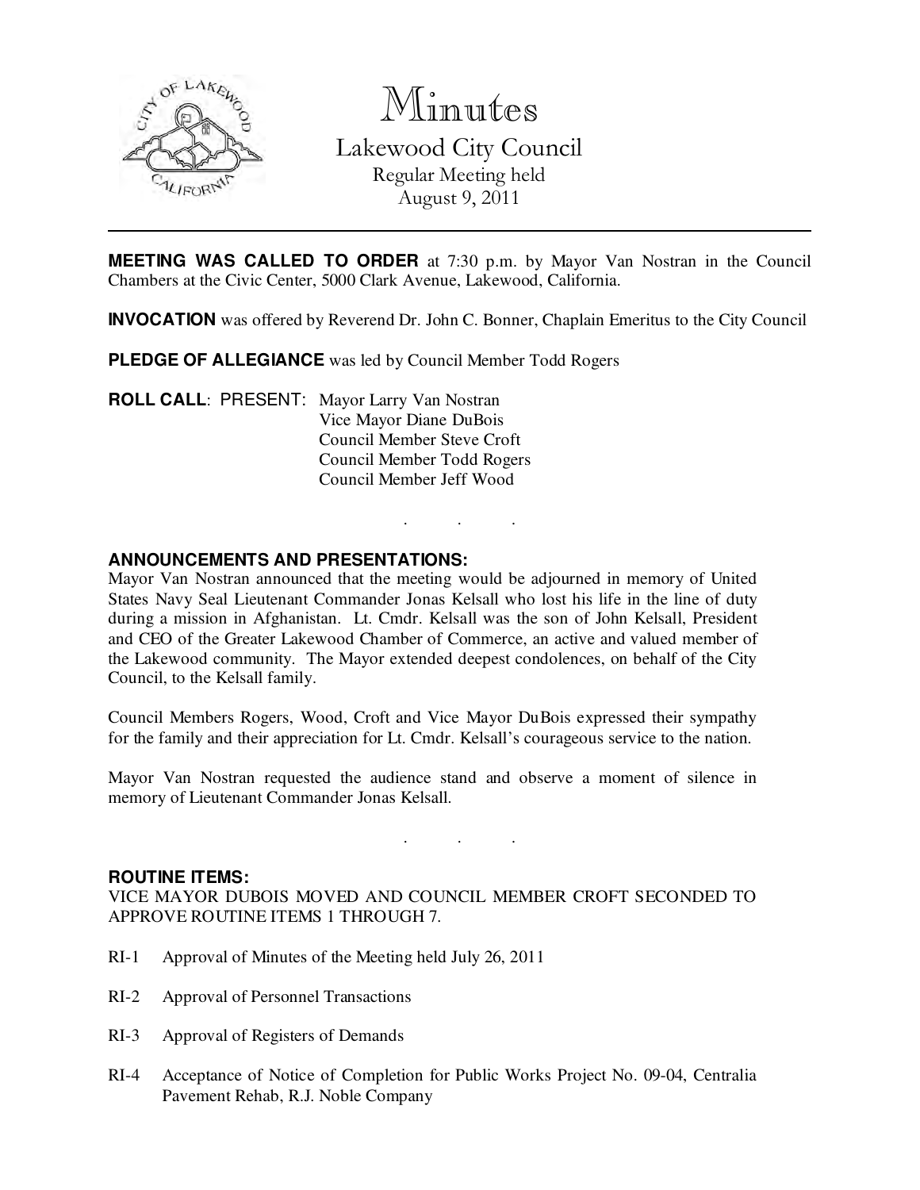# Minutes

## Lakewood City Council

Regular Meeting held
August 9, 2011

---

**MEETING WAS CALLED TO ORDER** at 7:30 p.m. by Mayor Van Nostran in the Council Chambers at the Civic Center, 5000 Clark Avenue, Lakewood, California.

**INVOCATION** was offered by Reverend Dr. John C. Bonner, Chaplain Emeritus to the City Council

**PLEDGE OF ALLEGIANCE** was led by Council Member Todd Rogers

**ROLL CALL**: PRESENT: Mayor Larry Van Nostran
Vice Mayor Diane DuBois
Council Member Steve Croft
Council Member Todd Rogers
Council Member Jeff Wood

. . .

**ANNOUNCEMENTS AND PRESENTATIONS:**

Mayor Van Nostran announced that the meeting would be adjourned in memory of United States Navy Seal Lieutenant Commander Jonas Kelsall who lost his life in the line of duty during a mission in Afghanistan. Lt. Cmdr. Kelsall was the son of John Kelsall, President and CEO of the Greater Lakewood Chamber of Commerce, an active and valued member of the Lakewood community. The Mayor extended deepest condolences, on behalf of the City Council, to the Kelsall family.

Council Members Rogers, Wood, Croft and Vice Mayor DuBois expressed their sympathy for the family and their appreciation for Lt. Cmdr. Kelsall's courageous service to the nation.

Mayor Van Nostran requested the audience stand and observe a moment of silence in memory of Lieutenant Commander Jonas Kelsall.

. . .

**ROUTINE ITEMS:**

VICE MAYOR DUBOIS MOVED AND COUNCIL MEMBER CROFT SECONDED TO APPROVE ROUTINE ITEMS 1 THROUGH 7.

RI-1 Approval of Minutes of the Meeting held July 26, 2011

RI-2 Approval of Personnel Transactions

RI-3 Approval of Registers of Demands

RI-4 Acceptance of Notice of Completion for Public Works Project No. 09-04, Centralia Pavement Rehab, R.J. Noble Company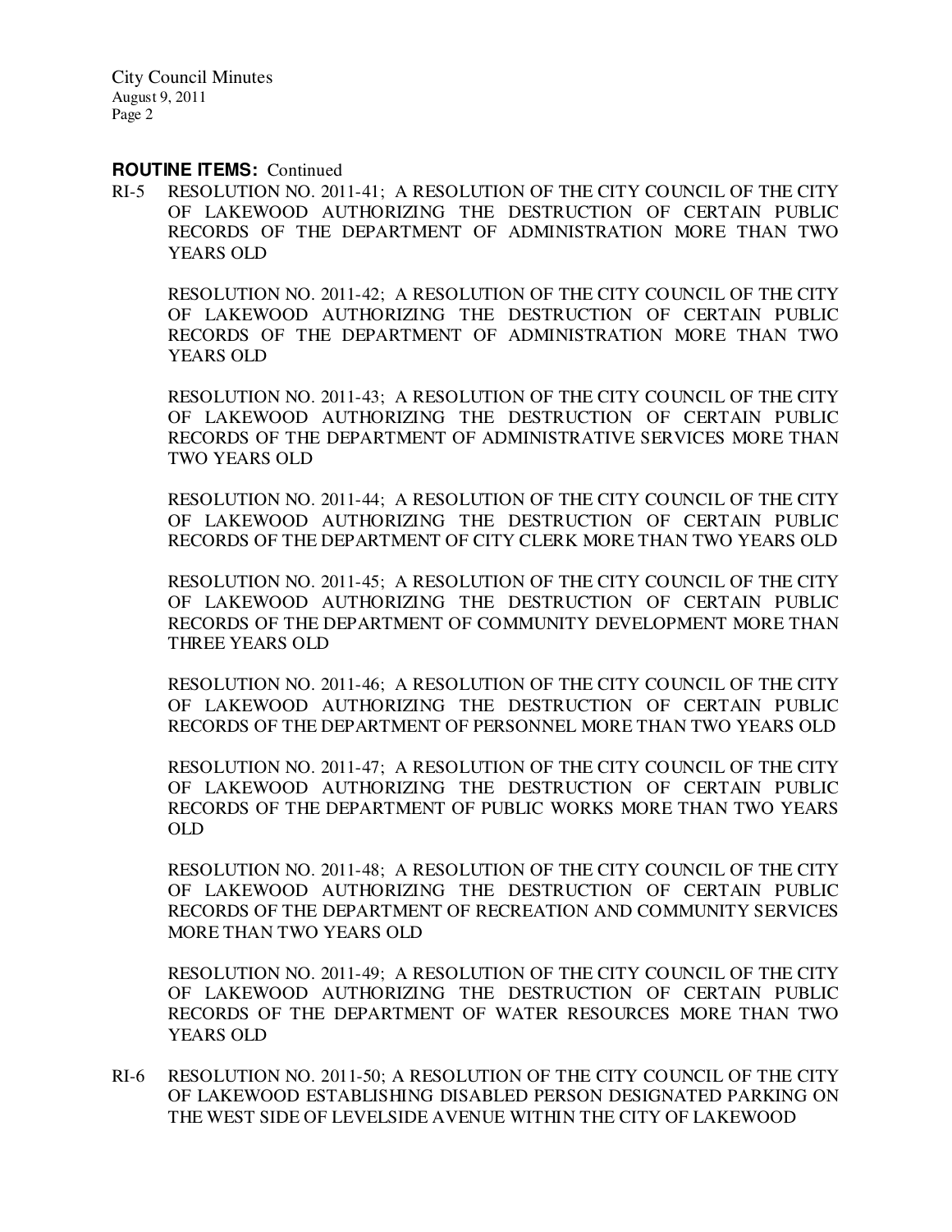**ROUTINE ITEMS:** Continued

RI-5 RESOLUTION NO. 2011-41; A RESOLUTION OF THE CITY COUNCIL OF THE CITY OF LAKEWOOD AUTHORIZING THE DESTRUCTION OF CERTAIN PUBLIC RECORDS OF THE DEPARTMENT OF ADMINISTRATION MORE THAN TWO YEARS OLD

RESOLUTION NO. 2011-42; A RESOLUTION OF THE CITY COUNCIL OF THE CITY OF LAKEWOOD AUTHORIZING THE DESTRUCTION OF CERTAIN PUBLIC RECORDS OF THE DEPARTMENT OF ADMINISTRATION MORE THAN TWO YEARS OLD

RESOLUTION NO. 2011-43; A RESOLUTION OF THE CITY COUNCIL OF THE CITY OF LAKEWOOD AUTHORIZING THE DESTRUCTION OF CERTAIN PUBLIC RECORDS OF THE DEPARTMENT OF ADMINISTRATIVE SERVICES MORE THAN TWO YEARS OLD

RESOLUTION NO. 2011-44; A RESOLUTION OF THE CITY COUNCIL OF THE CITY OF LAKEWOOD AUTHORIZING THE DESTRUCTION OF CERTAIN PUBLIC RECORDS OF THE DEPARTMENT OF CITY CLERK MORE THAN TWO YEARS OLD

RESOLUTION NO. 2011-45; A RESOLUTION OF THE CITY COUNCIL OF THE CITY OF LAKEWOOD AUTHORIZING THE DESTRUCTION OF CERTAIN PUBLIC RECORDS OF THE DEPARTMENT OF COMMUNITY DEVELOPMENT MORE THAN THREE YEARS OLD

RESOLUTION NO. 2011-46; A RESOLUTION OF THE CITY COUNCIL OF THE CITY OF LAKEWOOD AUTHORIZING THE DESTRUCTION OF CERTAIN PUBLIC RECORDS OF THE DEPARTMENT OF PERSONNEL MORE THAN TWO YEARS OLD

RESOLUTION NO. 2011-47; A RESOLUTION OF THE CITY COUNCIL OF THE CITY OF LAKEWOOD AUTHORIZING THE DESTRUCTION OF CERTAIN PUBLIC RECORDS OF THE DEPARTMENT OF PUBLIC WORKS MORE THAN TWO YEARS OLD

RESOLUTION NO. 2011-48; A RESOLUTION OF THE CITY COUNCIL OF THE CITY OF LAKEWOOD AUTHORIZING THE DESTRUCTION OF CERTAIN PUBLIC RECORDS OF THE DEPARTMENT OF RECREATION AND COMMUNITY SERVICES MORE THAN TWO YEARS OLD

RESOLUTION NO. 2011-49; A RESOLUTION OF THE CITY COUNCIL OF THE CITY OF LAKEWOOD AUTHORIZING THE DESTRUCTION OF CERTAIN PUBLIC RECORDS OF THE DEPARTMENT OF WATER RESOURCES MORE THAN TWO YEARS OLD

RI-6 RESOLUTION NO. 2011-50; A RESOLUTION OF THE CITY COUNCIL OF THE CITY OF LAKEWOOD ESTABLISHING DISABLED PERSON DESIGNATED PARKING ON THE WEST SIDE OF LEVELSIDE AVENUE WITHIN THE CITY OF LAKEWOOD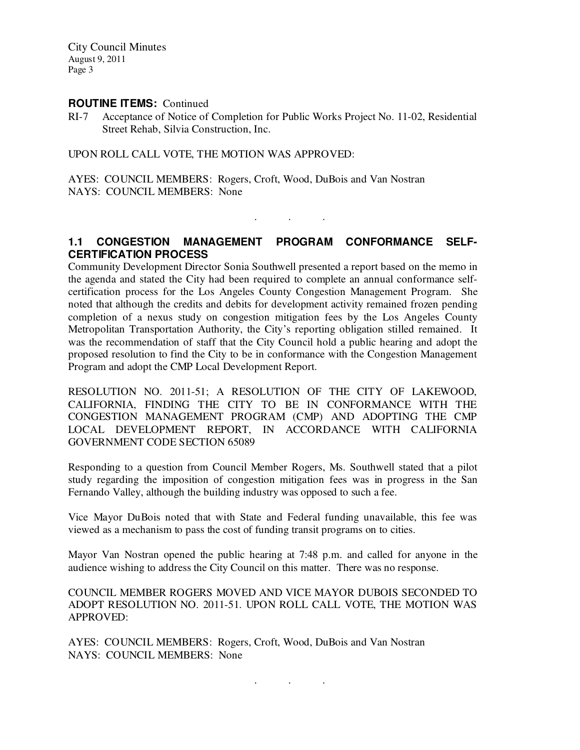**ROUTINE ITEMS:** Continued

RI-7 Acceptance of Notice of Completion for Public Works Project No. 11-02, Residential Street Rehab, Silvia Construction, Inc.

UPON ROLL CALL VOTE, THE MOTION WAS APPROVED:

AYES: COUNCIL MEMBERS: Rogers, Croft, Wood, DuBois and Van Nostran
NAYS: COUNCIL MEMBERS: None

. . .

**1.1 CONGESTION MANAGEMENT PROGRAM CONFORMANCE SELF-CERTIFICATION PROCESS**

Community Development Director Sonia Southwell presented a report based on the memo in the agenda and stated the City had been required to complete an annual conformance self-certification process for the Los Angeles County Congestion Management Program. She noted that although the credits and debits for development activity remained frozen pending completion of a nexus study on congestion mitigation fees by the Los Angeles County Metropolitan Transportation Authority, the City's reporting obligation stilled remained. It was the recommendation of staff that the City Council hold a public hearing and adopt the proposed resolution to find the City to be in conformance with the Congestion Management Program and adopt the CMP Local Development Report.

RESOLUTION NO. 2011-51; A RESOLUTION OF THE CITY OF LAKEWOOD, CALIFORNIA, FINDING THE CITY TO BE IN CONFORMANCE WITH THE CONGESTION MANAGEMENT PROGRAM (CMP) AND ADOPTING THE CMP LOCAL DEVELOPMENT REPORT, IN ACCORDANCE WITH CALIFORNIA GOVERNMENT CODE SECTION 65089

Responding to a question from Council Member Rogers, Ms. Southwell stated that a pilot study regarding the imposition of congestion mitigation fees was in progress in the San Fernando Valley, although the building industry was opposed to such a fee.

Vice Mayor DuBois noted that with State and Federal funding unavailable, this fee was viewed as a mechanism to pass the cost of funding transit programs on to cities.

Mayor Van Nostran opened the public hearing at 7:48 p.m. and called for anyone in the audience wishing to address the City Council on this matter. There was no response.

COUNCIL MEMBER ROGERS MOVED AND VICE MAYOR DUBOIS SECONDED TO ADOPT RESOLUTION NO. 2011-51. UPON ROLL CALL VOTE, THE MOTION WAS APPROVED:

AYES: COUNCIL MEMBERS: Rogers, Croft, Wood, DuBois and Van Nostran
NAYS: COUNCIL MEMBERS: None

. . .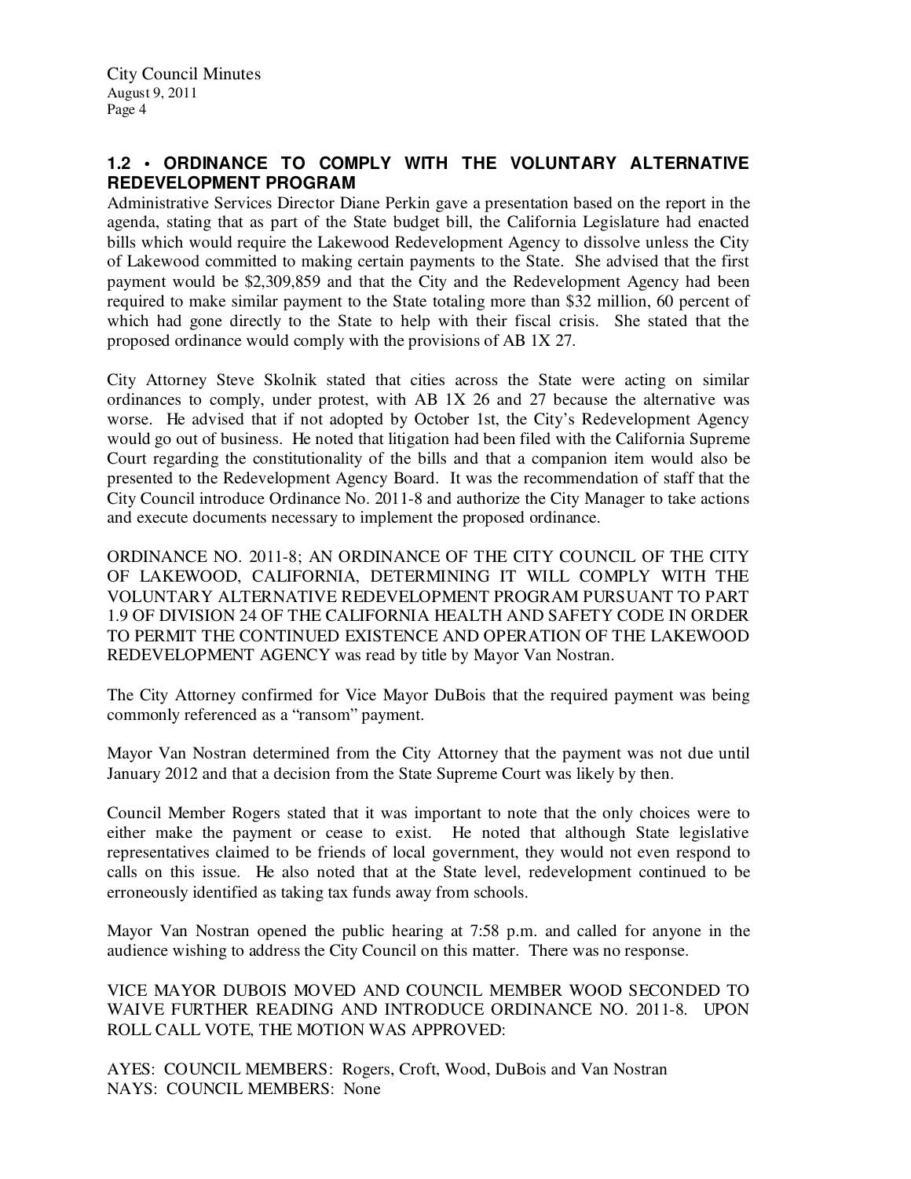## 1.2 • ORDINANCE TO COMPLY WITH THE VOLUNTARY ALTERNATIVE REDEVELOPMENT PROGRAM

Administrative Services Director Diane Perkin gave a presentation based on the report in the agenda, stating that as part of the State budget bill, the California Legislature had enacted bills which would require the Lakewood Redevelopment Agency to dissolve unless the City of Lakewood committed to making certain payments to the State. She advised that the first payment would be $2,309,859 and that the City and the Redevelopment Agency had been required to make similar payment to the State totaling more than $32 million, 60 percent of which had gone directly to the State to help with their fiscal crisis. She stated that the proposed ordinance would comply with the provisions of AB 1X 27.

City Attorney Steve Skolnik stated that cities across the State were acting on similar ordinances to comply, under protest, with AB 1X 26 and 27 because the alternative was worse. He advised that if not adopted by October 1st, the City's Redevelopment Agency would go out of business. He noted that litigation had been filed with the California Supreme Court regarding the constitutionality of the bills and that a companion item would also be presented to the Redevelopment Agency Board. It was the recommendation of staff that the City Council introduce Ordinance No. 2011-8 and authorize the City Manager to take actions and execute documents necessary to implement the proposed ordinance.

ORDINANCE NO. 2011-8; AN ORDINANCE OF THE CITY COUNCIL OF THE CITY OF LAKEWOOD, CALIFORNIA, DETERMINING IT WILL COMPLY WITH THE VOLUNTARY ALTERNATIVE REDEVELOPMENT PROGRAM PURSUANT TO PART 1.9 OF DIVISION 24 OF THE CALIFORNIA HEALTH AND SAFETY CODE IN ORDER TO PERMIT THE CONTINUED EXISTENCE AND OPERATION OF THE LAKEWOOD REDEVELOPMENT AGENCY was read by title by Mayor Van Nostran.

The City Attorney confirmed for Vice Mayor DuBois that the required payment was being commonly referenced as a "ransom" payment.

Mayor Van Nostran determined from the City Attorney that the payment was not due until January 2012 and that a decision from the State Supreme Court was likely by then.

Council Member Rogers stated that it was important to note that the only choices were to either make the payment or cease to exist. He noted that although State legislative representatives claimed to be friends of local government, they would not even respond to calls on this issue. He also noted that at the State level, redevelopment continued to be erroneously identified as taking tax funds away from schools.

Mayor Van Nostran opened the public hearing at 7:58 p.m. and called for anyone in the audience wishing to address the City Council on this matter. There was no response.

VICE MAYOR DUBOIS MOVED AND COUNCIL MEMBER WOOD SECONDED TO WAIVE FURTHER READING AND INTRODUCE ORDINANCE NO. 2011-8. UPON ROLL CALL VOTE, THE MOTION WAS APPROVED:

AYES: COUNCIL MEMBERS: Rogers, Croft, Wood, DuBois and Van Nostran
NAYS: COUNCIL MEMBERS: None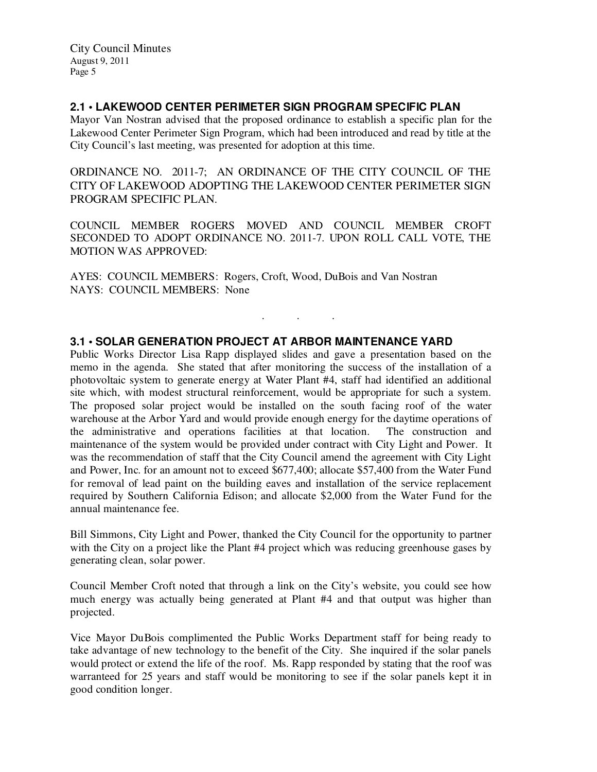## 2.1 • LAKEWOOD CENTER PERIMETER SIGN PROGRAM SPECIFIC PLAN

Mayor Van Nostran advised that the proposed ordinance to establish a specific plan for the Lakewood Center Perimeter Sign Program, which had been introduced and read by title at the City Council's last meeting, was presented for adoption at this time.

ORDINANCE NO. 2011-7; AN ORDINANCE OF THE CITY COUNCIL OF THE CITY OF LAKEWOOD ADOPTING THE LAKEWOOD CENTER PERIMETER SIGN PROGRAM SPECIFIC PLAN.

COUNCIL MEMBER ROGERS MOVED AND COUNCIL MEMBER CROFT SECONDED TO ADOPT ORDINANCE NO. 2011-7. UPON ROLL CALL VOTE, THE MOTION WAS APPROVED:

AYES: COUNCIL MEMBERS: Rogers, Croft, Wood, DuBois and Van Nostran
NAYS: COUNCIL MEMBERS: None

. . .

## 3.1 • SOLAR GENERATION PROJECT AT ARBOR MAINTENANCE YARD

Public Works Director Lisa Rapp displayed slides and gave a presentation based on the memo in the agenda. She stated that after monitoring the success of the installation of a photovoltaic system to generate energy at Water Plant #4, staff had identified an additional site which, with modest structural reinforcement, would be appropriate for such a system. The proposed solar project would be installed on the south facing roof of the water warehouse at the Arbor Yard and would provide enough energy for the daytime operations of the administrative and operations facilities at that location. The construction and maintenance of the system would be provided under contract with City Light and Power. It was the recommendation of staff that the City Council amend the agreement with City Light and Power, Inc. for an amount not to exceed $677,400; allocate $57,400 from the Water Fund for removal of lead paint on the building eaves and installation of the service replacement required by Southern California Edison; and allocate $2,000 from the Water Fund for the annual maintenance fee.

Bill Simmons, City Light and Power, thanked the City Council for the opportunity to partner with the City on a project like the Plant #4 project which was reducing greenhouse gases by generating clean, solar power.

Council Member Croft noted that through a link on the City's website, you could see how much energy was actually being generated at Plant #4 and that output was higher than projected.

Vice Mayor DuBois complimented the Public Works Department staff for being ready to take advantage of new technology to the benefit of the City. She inquired if the solar panels would protect or extend the life of the roof. Ms. Rapp responded by stating that the roof was warranteed for 25 years and staff would be monitoring to see if the solar panels kept it in good condition longer.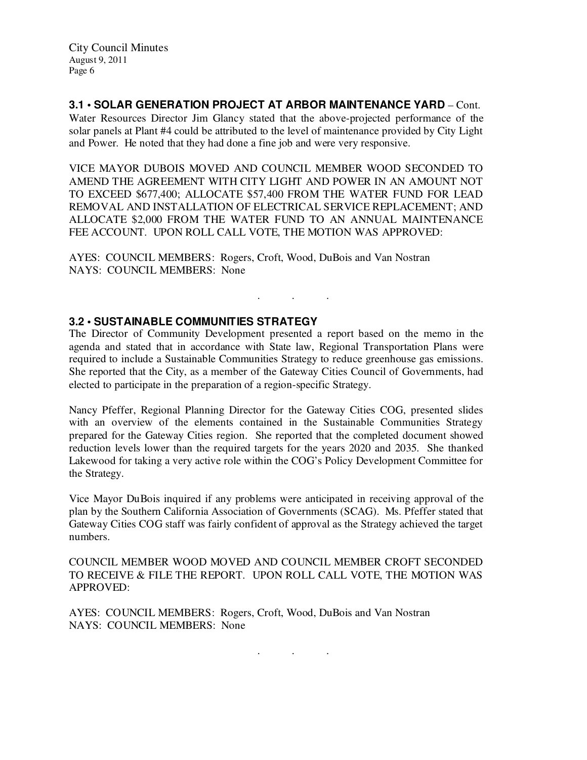**3.1 • SOLAR GENERATION PROJECT AT ARBOR MAINTENANCE YARD** – Cont.
Water Resources Director Jim Glancy stated that the above-projected performance of the solar panels at Plant #4 could be attributed to the level of maintenance provided by City Light and Power. He noted that they had done a fine job and were very responsive.

VICE MAYOR DUBOIS MOVED AND COUNCIL MEMBER WOOD SECONDED TO AMEND THE AGREEMENT WITH CITY LIGHT AND POWER IN AN AMOUNT NOT TO EXCEED $677,400; ALLOCATE $57,400 FROM THE WATER FUND FOR LEAD REMOVAL AND INSTALLATION OF ELECTRICAL SERVICE REPLACEMENT; AND ALLOCATE $2,000 FROM THE WATER FUND TO AN ANNUAL MAINTENANCE FEE ACCOUNT. UPON ROLL CALL VOTE, THE MOTION WAS APPROVED:

AYES: COUNCIL MEMBERS: Rogers, Croft, Wood, DuBois and Van Nostran
NAYS: COUNCIL MEMBERS: None

. . .

**3.2 • SUSTAINABLE COMMUNITIES STRATEGY**
The Director of Community Development presented a report based on the memo in the agenda and stated that in accordance with State law, Regional Transportation Plans were required to include a Sustainable Communities Strategy to reduce greenhouse gas emissions. She reported that the City, as a member of the Gateway Cities Council of Governments, had elected to participate in the preparation of a region-specific Strategy.

Nancy Pfeffer, Regional Planning Director for the Gateway Cities COG, presented slides with an overview of the elements contained in the Sustainable Communities Strategy prepared for the Gateway Cities region. She reported that the completed document showed reduction levels lower than the required targets for the years 2020 and 2035. She thanked Lakewood for taking a very active role within the COG's Policy Development Committee for the Strategy.

Vice Mayor DuBois inquired if any problems were anticipated in receiving approval of the plan by the Southern California Association of Governments (SCAG). Ms. Pfeffer stated that Gateway Cities COG staff was fairly confident of approval as the Strategy achieved the target numbers.

COUNCIL MEMBER WOOD MOVED AND COUNCIL MEMBER CROFT SECONDED TO RECEIVE & FILE THE REPORT. UPON ROLL CALL VOTE, THE MOTION WAS APPROVED:

AYES: COUNCIL MEMBERS: Rogers, Croft, Wood, DuBois and Van Nostran
NAYS: COUNCIL MEMBERS: None

. . .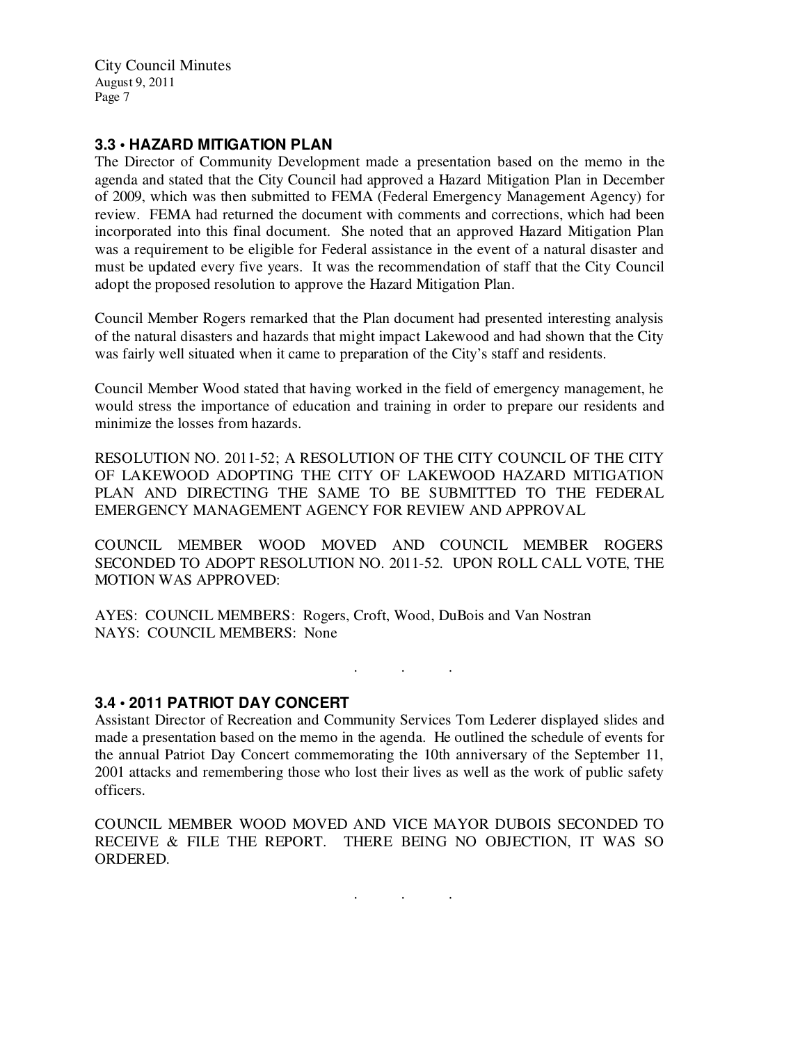### 3.3 • HAZARD MITIGATION PLAN

The Director of Community Development made a presentation based on the memo in the agenda and stated that the City Council had approved a Hazard Mitigation Plan in December of 2009, which was then submitted to FEMA (Federal Emergency Management Agency) for review. FEMA had returned the document with comments and corrections, which had been incorporated into this final document. She noted that an approved Hazard Mitigation Plan was a requirement to be eligible for Federal assistance in the event of a natural disaster and must be updated every five years. It was the recommendation of staff that the City Council adopt the proposed resolution to approve the Hazard Mitigation Plan.

Council Member Rogers remarked that the Plan document had presented interesting analysis of the natural disasters and hazards that might impact Lakewood and had shown that the City was fairly well situated when it came to preparation of the City's staff and residents.

Council Member Wood stated that having worked in the field of emergency management, he would stress the importance of education and training in order to prepare our residents and minimize the losses from hazards.

RESOLUTION NO. 2011-52; A RESOLUTION OF THE CITY COUNCIL OF THE CITY OF LAKEWOOD ADOPTING THE CITY OF LAKEWOOD HAZARD MITIGATION PLAN AND DIRECTING THE SAME TO BE SUBMITTED TO THE FEDERAL EMERGENCY MANAGEMENT AGENCY FOR REVIEW AND APPROVAL

COUNCIL MEMBER WOOD MOVED AND COUNCIL MEMBER ROGERS SECONDED TO ADOPT RESOLUTION NO. 2011-52. UPON ROLL CALL VOTE, THE MOTION WAS APPROVED:

AYES: COUNCIL MEMBERS: Rogers, Croft, Wood, DuBois and Van Nostran
NAYS: COUNCIL MEMBERS: None

. . .

### 3.4 • 2011 PATRIOT DAY CONCERT

Assistant Director of Recreation and Community Services Tom Lederer displayed slides and made a presentation based on the memo in the agenda. He outlined the schedule of events for the annual Patriot Day Concert commemorating the 10th anniversary of the September 11, 2001 attacks and remembering those who lost their lives as well as the work of public safety officers.

COUNCIL MEMBER WOOD MOVED AND VICE MAYOR DUBOIS SECONDED TO RECEIVE & FILE THE REPORT. THERE BEING NO OBJECTION, IT WAS SO ORDERED.

. . .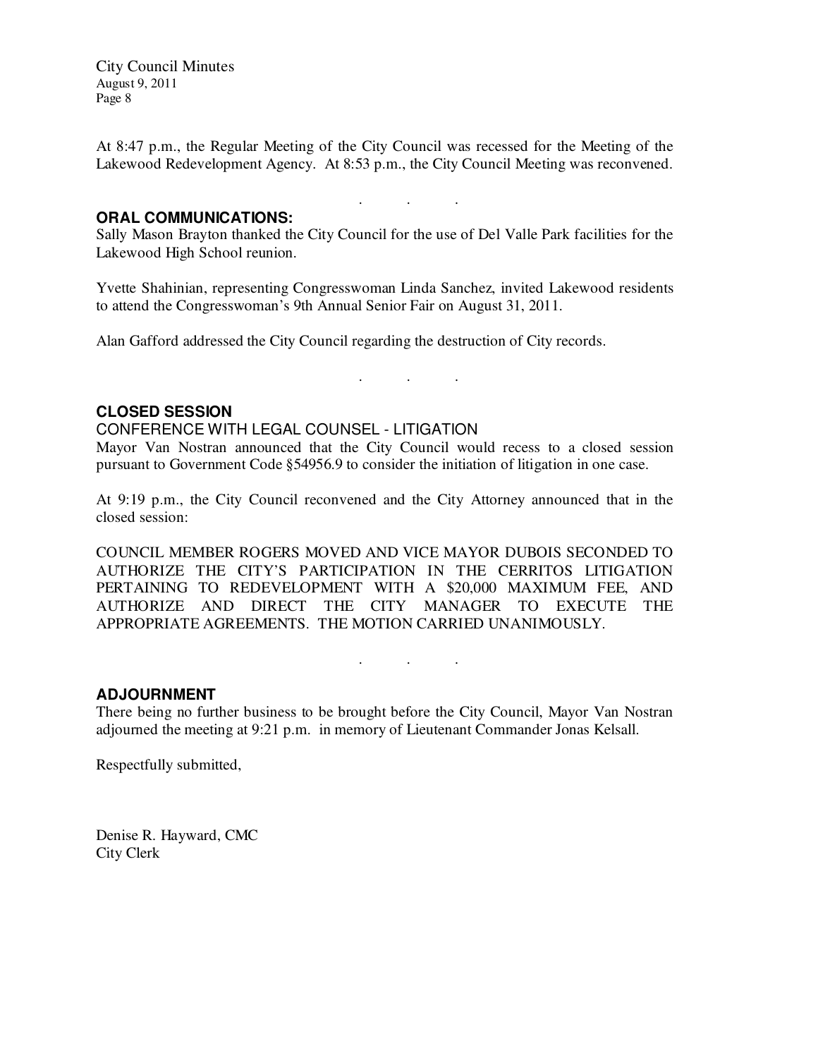At 8:47 p.m., the Regular Meeting of the City Council was recessed for the Meeting of the Lakewood Redevelopment Agency. At 8:53 p.m., the City Council Meeting was reconvened.

. . .

## ORAL COMMUNICATIONS:

Sally Mason Brayton thanked the City Council for the use of Del Valle Park facilities for the Lakewood High School reunion.

Yvette Shahinian, representing Congresswoman Linda Sanchez, invited Lakewood residents to attend the Congresswoman's 9th Annual Senior Fair on August 31, 2011.

Alan Gafford addressed the City Council regarding the destruction of City records.

. . .

## CLOSED SESSION

CONFERENCE WITH LEGAL COUNSEL - LITIGATION

Mayor Van Nostran announced that the City Council would recess to a closed session pursuant to Government Code §54956.9 to consider the initiation of litigation in one case.

At 9:19 p.m., the City Council reconvened and the City Attorney announced that in the closed session:

COUNCIL MEMBER ROGERS MOVED AND VICE MAYOR DUBOIS SECONDED TO AUTHORIZE THE CITY'S PARTICIPATION IN THE CERRITOS LITIGATION PERTAINING TO REDEVELOPMENT WITH A $20,000 MAXIMUM FEE, AND AUTHORIZE AND DIRECT THE CITY MANAGER TO EXECUTE THE APPROPRIATE AGREEMENTS. THE MOTION CARRIED UNANIMOUSLY.

. . .

## ADJOURNMENT

There being no further business to be brought before the City Council, Mayor Van Nostran adjourned the meeting at 9:21 p.m. in memory of Lieutenant Commander Jonas Kelsall.

Respectfully submitted,

Denise R. Hayward, CMC
City Clerk